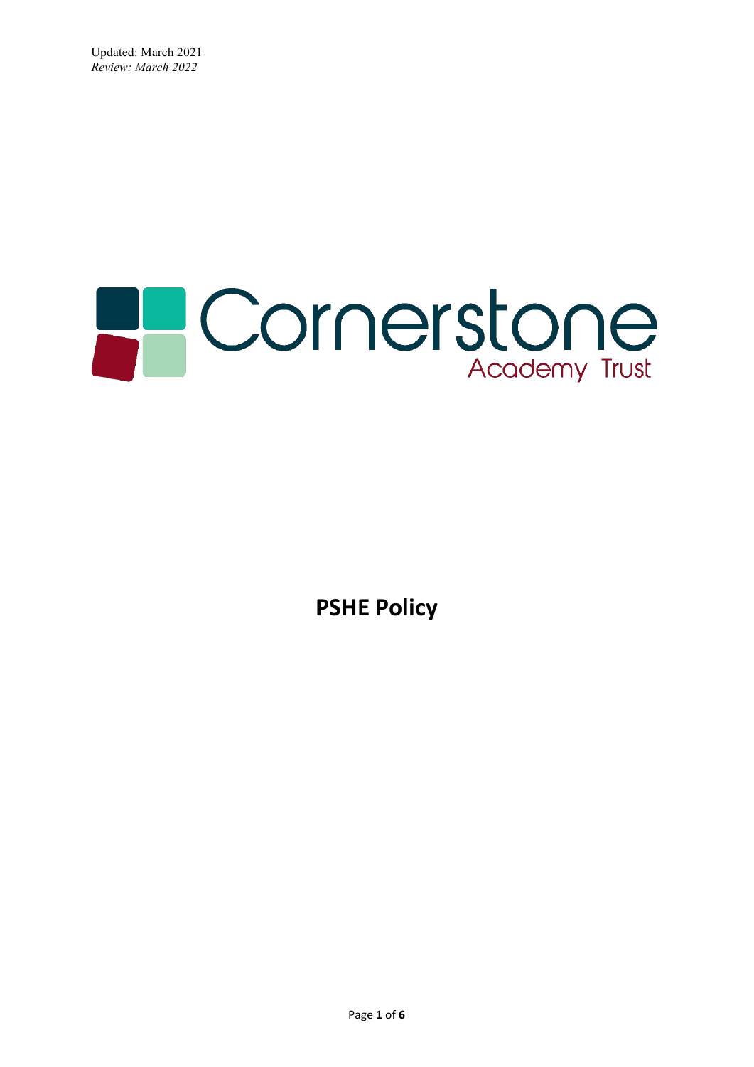Updated: March 2021
*Review: March 2022*

Cornerstone
Academy Trust

# PSHE Policy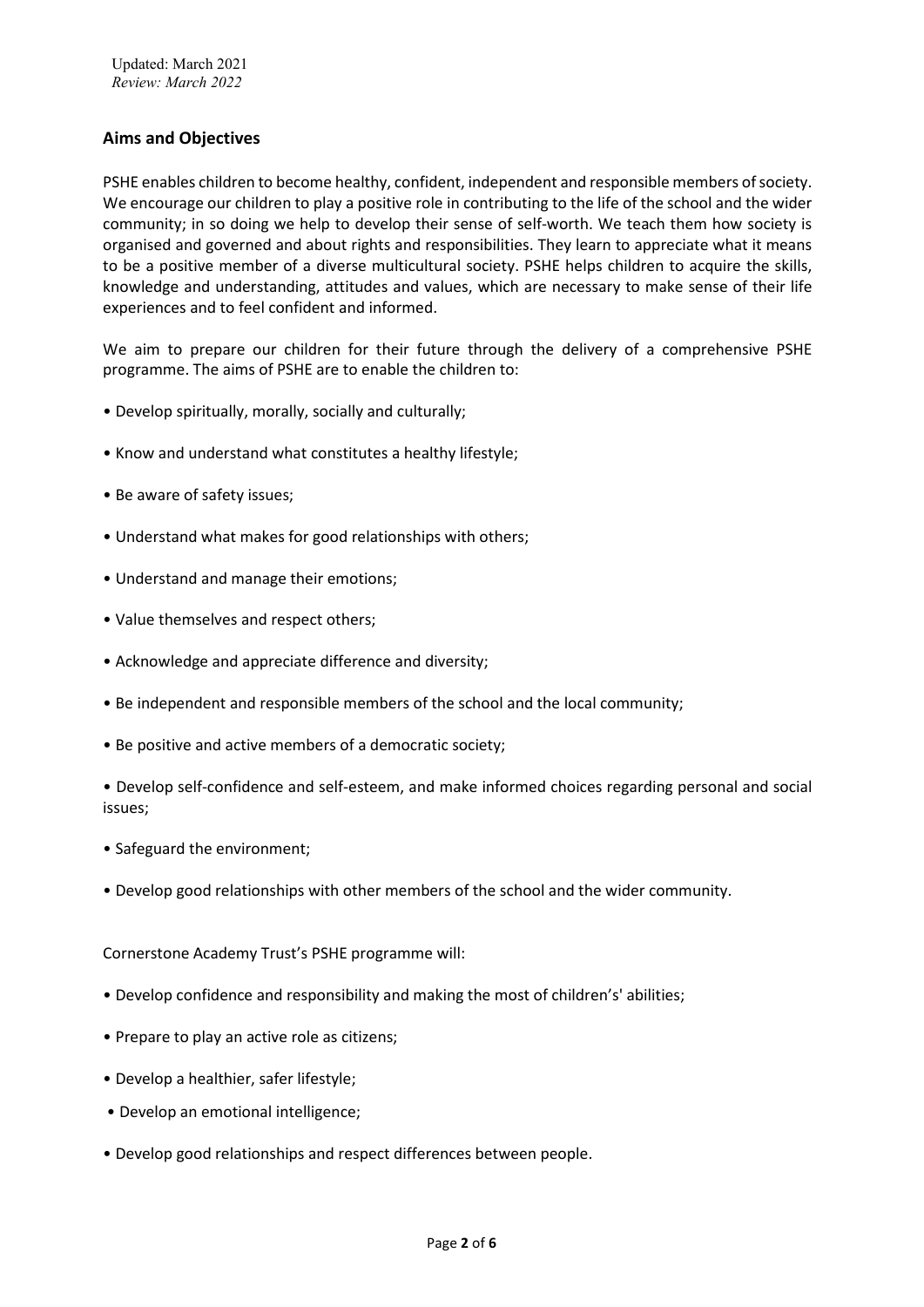Updated: March 2021
*Review: March 2022*

## Aims and Objectives

PSHE enables children to become healthy, confident, independent and responsible members of society. We encourage our children to play a positive role in contributing to the life of the school and the wider community; in so doing we help to develop their sense of self-worth. We teach them how society is organised and governed and about rights and responsibilities. They learn to appreciate what it means to be a positive member of a diverse multicultural society. PSHE helps children to acquire the skills, knowledge and understanding, attitudes and values, which are necessary to make sense of their life experiences and to feel confident and informed.

We aim to prepare our children for their future through the delivery of a comprehensive PSHE programme. The aims of PSHE are to enable the children to:

- Develop spiritually, morally, socially and culturally;
- Know and understand what constitutes a healthy lifestyle;
- Be aware of safety issues;
- Understand what makes for good relationships with others;
- Understand and manage their emotions;
- Value themselves and respect others;
- Acknowledge and appreciate difference and diversity;
- Be independent and responsible members of the school and the local community;
- Be positive and active members of a democratic society;
- Develop self-confidence and self-esteem, and make informed choices regarding personal and social issues;
- Safeguard the environment;
- Develop good relationships with other members of the school and the wider community.

Cornerstone Academy Trust's PSHE programme will:

- Develop confidence and responsibility and making the most of children's' abilities;
- Prepare to play an active role as citizens;
- Develop a healthier, safer lifestyle;
- Develop an emotional intelligence;
- Develop good relationships and respect differences between people.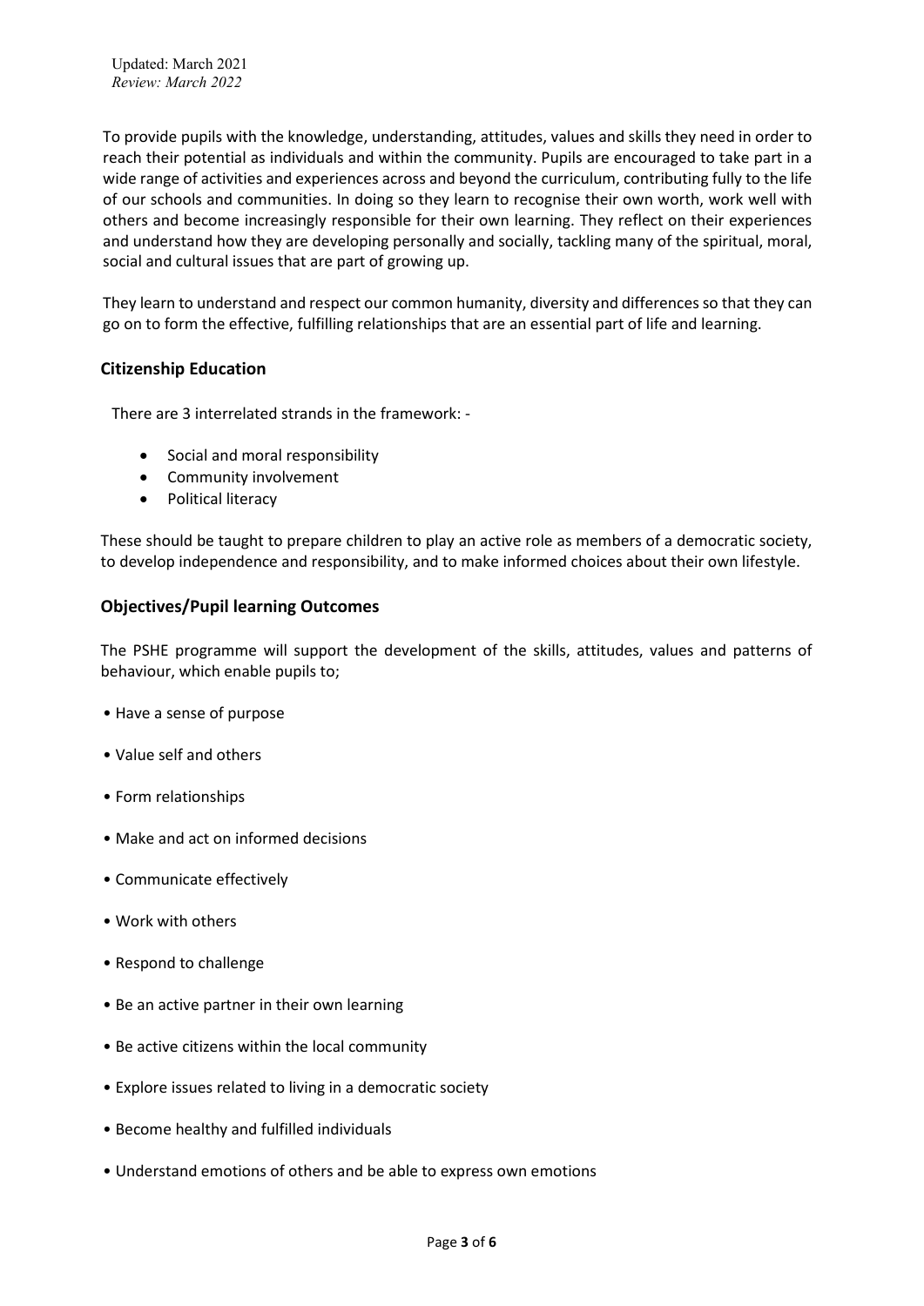To provide pupils with the knowledge, understanding, attitudes, values and skills they need in order to reach their potential as individuals and within the community. Pupils are encouraged to take part in a wide range of activities and experiences across and beyond the curriculum, contributing fully to the life of our schools and communities. In doing so they learn to recognise their own worth, work well with others and become increasingly responsible for their own learning. They reflect on their experiences and understand how they are developing personally and socially, tackling many of the spiritual, moral, social and cultural issues that are part of growing up.

They learn to understand and respect our common humanity, diversity and differences so that they can go on to form the effective, fulfilling relationships that are an essential part of life and learning.

## Citizenship Education

There are 3 interrelated strands in the framework: -

- Social and moral responsibility
- Community involvement
- Political literacy

These should be taught to prepare children to play an active role as members of a democratic society, to develop independence and responsibility, and to make informed choices about their own lifestyle.

## Objectives/Pupil learning Outcomes

The PSHE programme will support the development of the skills, attitudes, values and patterns of behaviour, which enable pupils to;

- Have a sense of purpose
- Value self and others
- Form relationships
- Make and act on informed decisions
- Communicate effectively
- Work with others
- Respond to challenge
- Be an active partner in their own learning
- Be active citizens within the local community
- Explore issues related to living in a democratic society
- Become healthy and fulfilled individuals
- Understand emotions of others and be able to express own emotions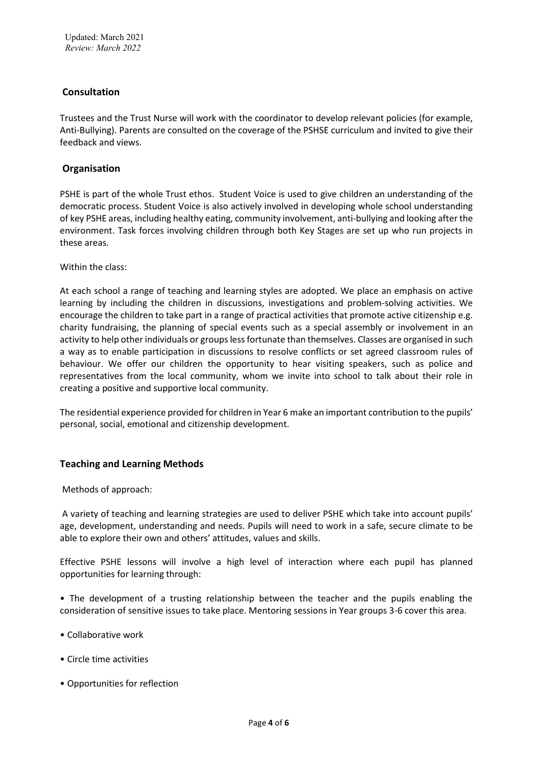## Consultation

Trustees and the Trust Nurse will work with the coordinator to develop relevant policies (for example, Anti-Bullying). Parents are consulted on the coverage of the PSHSE curriculum and invited to give their feedback and views.

## Organisation

PSHE is part of the whole Trust ethos. Student Voice is used to give children an understanding of the democratic process. Student Voice is also actively involved in developing whole school understanding of key PSHE areas, including healthy eating, community involvement, anti-bullying and looking after the environment. Task forces involving children through both Key Stages are set up who run projects in these areas.

Within the class:

At each school a range of teaching and learning styles are adopted. We place an emphasis on active learning by including the children in discussions, investigations and problem-solving activities. We encourage the children to take part in a range of practical activities that promote active citizenship e.g. charity fundraising, the planning of special events such as a special assembly or involvement in an activity to help other individuals or groups less fortunate than themselves. Classes are organised in such a way as to enable participation in discussions to resolve conflicts or set agreed classroom rules of behaviour. We offer our children the opportunity to hear visiting speakers, such as police and representatives from the local community, whom we invite into school to talk about their role in creating a positive and supportive local community.

The residential experience provided for children in Year 6 make an important contribution to the pupils' personal, social, emotional and citizenship development.

## Teaching and Learning Methods

Methods of approach:

A variety of teaching and learning strategies are used to deliver PSHE which take into account pupils' age, development, understanding and needs. Pupils will need to work in a safe, secure climate to be able to explore their own and others' attitudes, values and skills.

Effective PSHE lessons will involve a high level of interaction where each pupil has planned opportunities for learning through:

- The development of a trusting relationship between the teacher and the pupils enabling the consideration of sensitive issues to take place. Mentoring sessions in Year groups 3-6 cover this area.
- Collaborative work
- Circle time activities
- Opportunities for reflection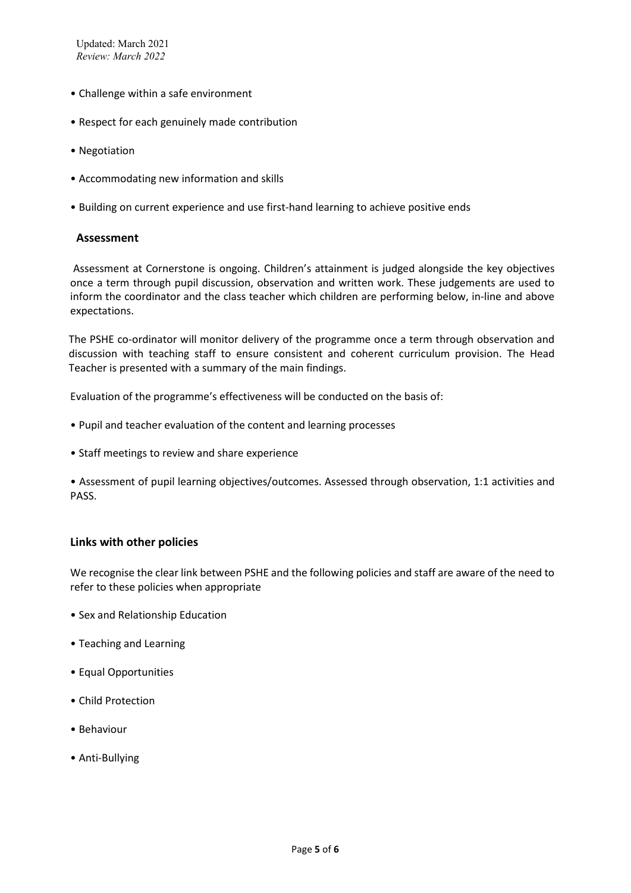- Challenge within a safe environment
- Respect for each genuinely made contribution
- Negotiation
- Accommodating new information and skills
- Building on current experience and use first-hand learning to achieve positive ends

## Assessment

Assessment at Cornerstone is ongoing. Children's attainment is judged alongside the key objectives once a term through pupil discussion, observation and written work. These judgements are used to inform the coordinator and the class teacher which children are performing below, in-line and above expectations.

The PSHE co-ordinator will monitor delivery of the programme once a term through observation and discussion with teaching staff to ensure consistent and coherent curriculum provision. The Head Teacher is presented with a summary of the main findings.

Evaluation of the programme's effectiveness will be conducted on the basis of:

- Pupil and teacher evaluation of the content and learning processes
- Staff meetings to review and share experience
- Assessment of pupil learning objectives/outcomes. Assessed through observation, 1:1 activities and PASS.

## Links with other policies

We recognise the clear link between PSHE and the following policies and staff are aware of the need to refer to these policies when appropriate

- Sex and Relationship Education
- Teaching and Learning
- Equal Opportunities
- Child Protection
- Behaviour
- Anti-Bullying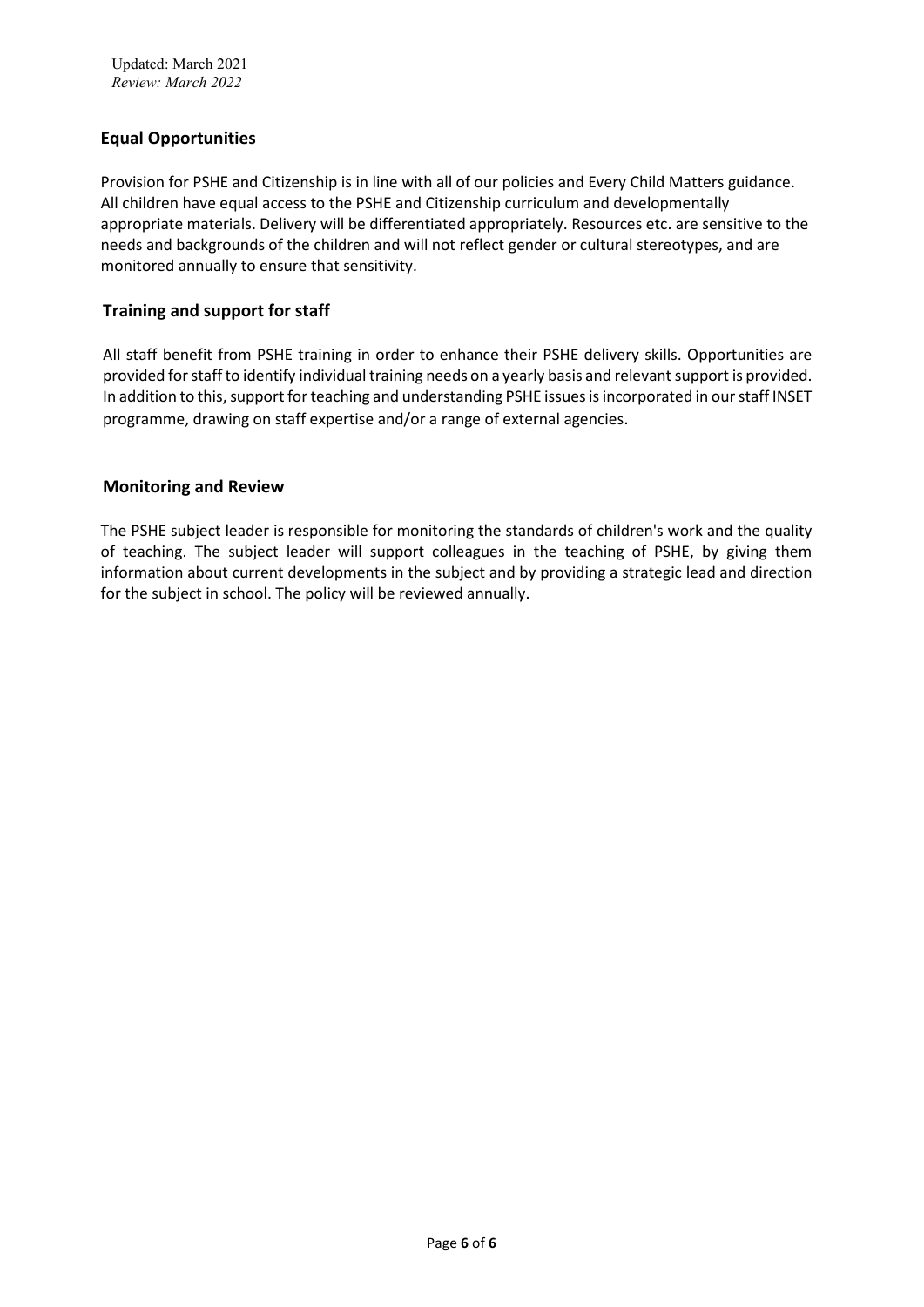Updated: March 2021
*Review: March 2022*

## Equal Opportunities

Provision for PSHE and Citizenship is in line with all of our policies and Every Child Matters guidance. All children have equal access to the PSHE and Citizenship curriculum and developmentally appropriate materials. Delivery will be differentiated appropriately. Resources etc. are sensitive to the needs and backgrounds of the children and will not reflect gender or cultural stereotypes, and are monitored annually to ensure that sensitivity.

## Training and support for staff

All staff benefit from PSHE training in order to enhance their PSHE delivery skills. Opportunities are provided for staff to identify individual training needs on a yearly basis and relevant support is provided. In addition to this, support for teaching and understanding PSHE issues is incorporated in our staff INSET programme, drawing on staff expertise and/or a range of external agencies.

## Monitoring and Review

The PSHE subject leader is responsible for monitoring the standards of children's work and the quality of teaching. The subject leader will support colleagues in the teaching of PSHE, by giving them information about current developments in the subject and by providing a strategic lead and direction for the subject in school. The policy will be reviewed annually.